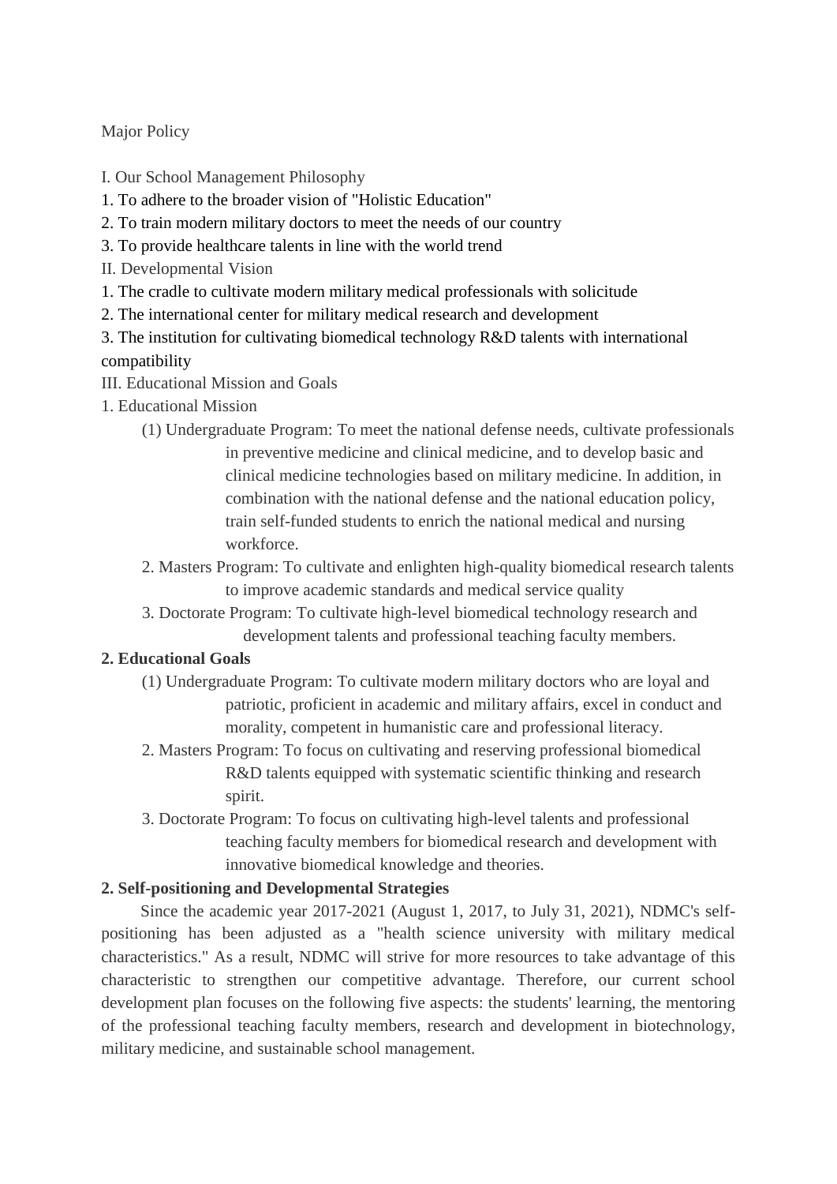Major Policy

I. Our School Management Philosophy

1. To adhere to the broader vision of "Holistic Education"
2. To train modern military doctors to meet the needs of our country
3. To provide healthcare talents in line with the world trend

II. Developmental Vision

1. The cradle to cultivate modern military medical professionals with solicitude
2. The international center for military medical research and development
3. The institution for cultivating biomedical technology R&D talents with international compatibility

III. Educational Mission and Goals

1. Educational Mission

(1) Undergraduate Program: To meet the national defense needs, cultivate professionals in preventive medicine and clinical medicine, and to develop basic and clinical medicine technologies based on military medicine. In addition, in combination with the national defense and the national education policy, train self-funded students to enrich the national medical and nursing workforce.

2. Masters Program: To cultivate and enlighten high-quality biomedical research talents to improve academic standards and medical service quality

3. Doctorate Program: To cultivate high-level biomedical technology research and development talents and professional teaching faculty members.

**2. Educational Goals**

(1) Undergraduate Program: To cultivate modern military doctors who are loyal and patriotic, proficient in academic and military affairs, excel in conduct and morality, competent in humanistic care and professional literacy.

2. Masters Program: To focus on cultivating and reserving professional biomedical R&D talents equipped with systematic scientific thinking and research spirit.

3. Doctorate Program: To focus on cultivating high-level talents and professional teaching faculty members for biomedical research and development with innovative biomedical knowledge and theories.

**2. Self-positioning and Developmental Strategies**

Since the academic year 2017-2021 (August 1, 2017, to July 31, 2021), NDMC's self-positioning has been adjusted as a "health science university with military medical characteristics." As a result, NDMC will strive for more resources to take advantage of this characteristic to strengthen our competitive advantage. Therefore, our current school development plan focuses on the following five aspects: the students' learning, the mentoring of the professional teaching faculty members, research and development in biotechnology, military medicine, and sustainable school management.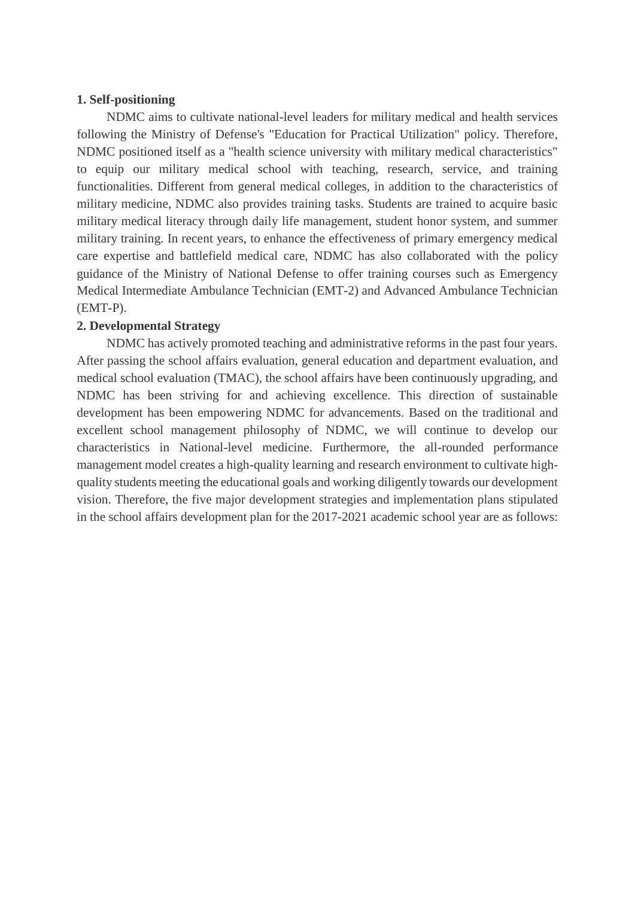**1. Self-positioning**

NDMC aims to cultivate national-level leaders for military medical and health services following the Ministry of Defense's "Education for Practical Utilization" policy. Therefore, NDMC positioned itself as a "health science university with military medical characteristics" to equip our military medical school with teaching, research, service, and training functionalities. Different from general medical colleges, in addition to the characteristics of military medicine, NDMC also provides training tasks. Students are trained to acquire basic military medical literacy through daily life management, student honor system, and summer military training. In recent years, to enhance the effectiveness of primary emergency medical care expertise and battlefield medical care, NDMC has also collaborated with the policy guidance of the Ministry of National Defense to offer training courses such as Emergency Medical Intermediate Ambulance Technician (EMT-2) and Advanced Ambulance Technician (EMT-P).

**2. Developmental Strategy**

NDMC has actively promoted teaching and administrative reforms in the past four years. After passing the school affairs evaluation, general education and department evaluation, and medical school evaluation (TMAC), the school affairs have been continuously upgrading, and NDMC has been striving for and achieving excellence. This direction of sustainable development has been empowering NDMC for advancements. Based on the traditional and excellent school management philosophy of NDMC, we will continue to develop our characteristics in National-level medicine. Furthermore, the all-rounded performance management model creates a high-quality learning and research environment to cultivate high-quality students meeting the educational goals and working diligently towards our development vision. Therefore, the five major development strategies and implementation plans stipulated in the school affairs development plan for the 2017-2021 academic school year are as follows: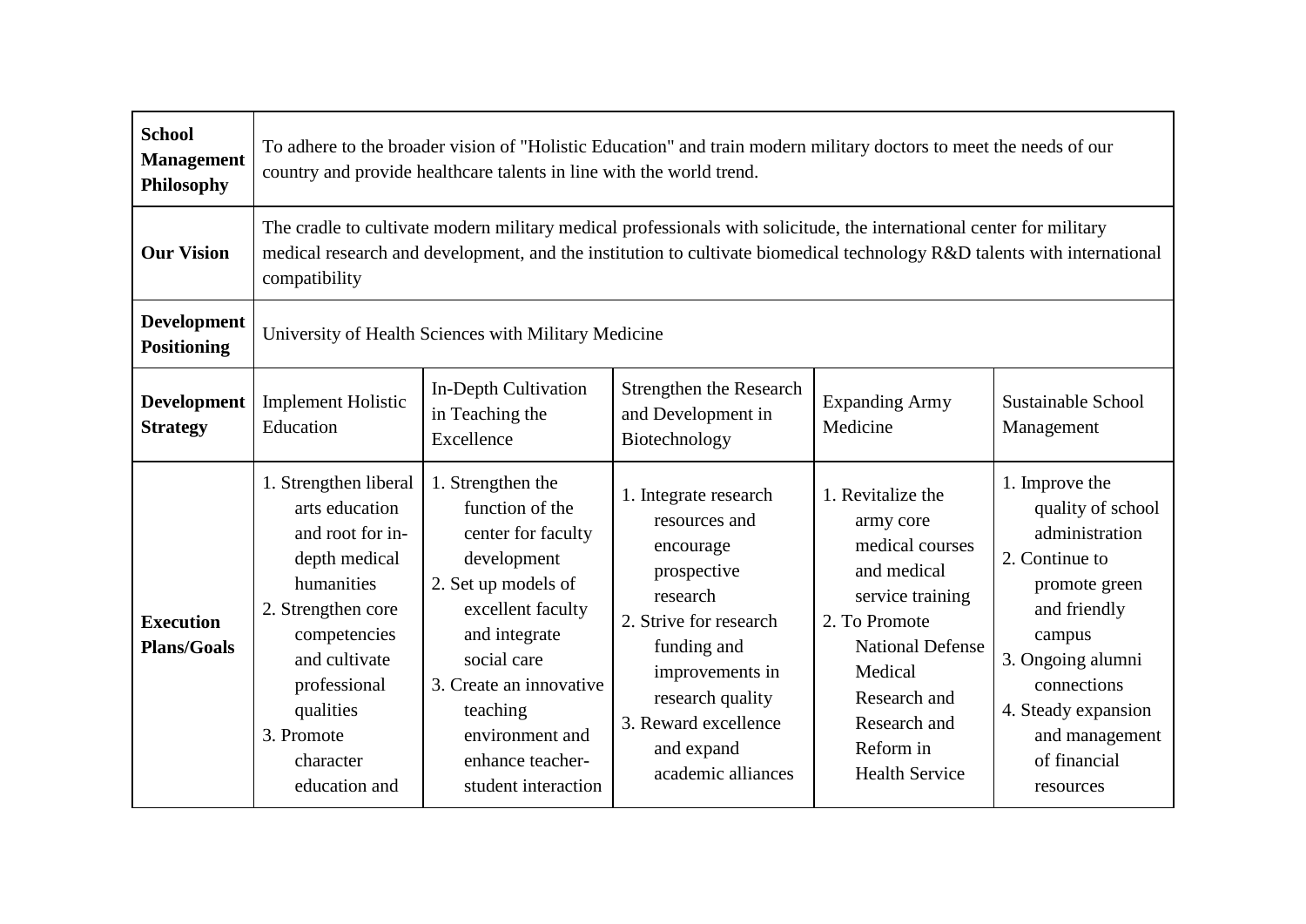| **School Management Philosophy** | To adhere to the broader vision of "Holistic Education" and train modern military doctors to meet the needs of our country and provide healthcare talents in line with the world trend. | | | | |
|---|---|---|---|---|---|
| **Our Vision** | The cradle to cultivate modern military medical professionals with solicitude, the international center for military medical research and development, and the institution to cultivate biomedical technology R&D talents with international compatibility | | | | |
| **Development Positioning** | University of Health Sciences with Military Medicine | | | | |
| **Development Strategy** | Implement Holistic Education | In-Depth Cultivation in Teaching the Excellence | Strengthen the Research and Development in Biotechnology | Expanding Army Medicine | Sustainable School Management |
| **Execution Plans/Goals** | 1. Strengthen liberal arts education and root for in-depth medical humanities<br>2. Strengthen core competencies and cultivate professional qualities<br>3. Promote character education and | 1. Strengthen the function of the center for faculty development<br>2. Set up models of excellent faculty and integrate social care<br>3. Create an innovative teaching environment and enhance teacher-student interaction | 1. Integrate research resources and encourage prospective research<br>2. Strive for research funding and improvements in research quality<br>3. Reward excellence and expand academic alliances | 1. Revitalize the army core medical courses and medical service training<br>2. To Promote National Defense Medical Research and Research and Reform in Health Service | 1. Improve the quality of school administration<br>2. Continue to promote green and friendly campus<br>3. Ongoing alumni connections<br>4. Steady expansion and management of financial resources |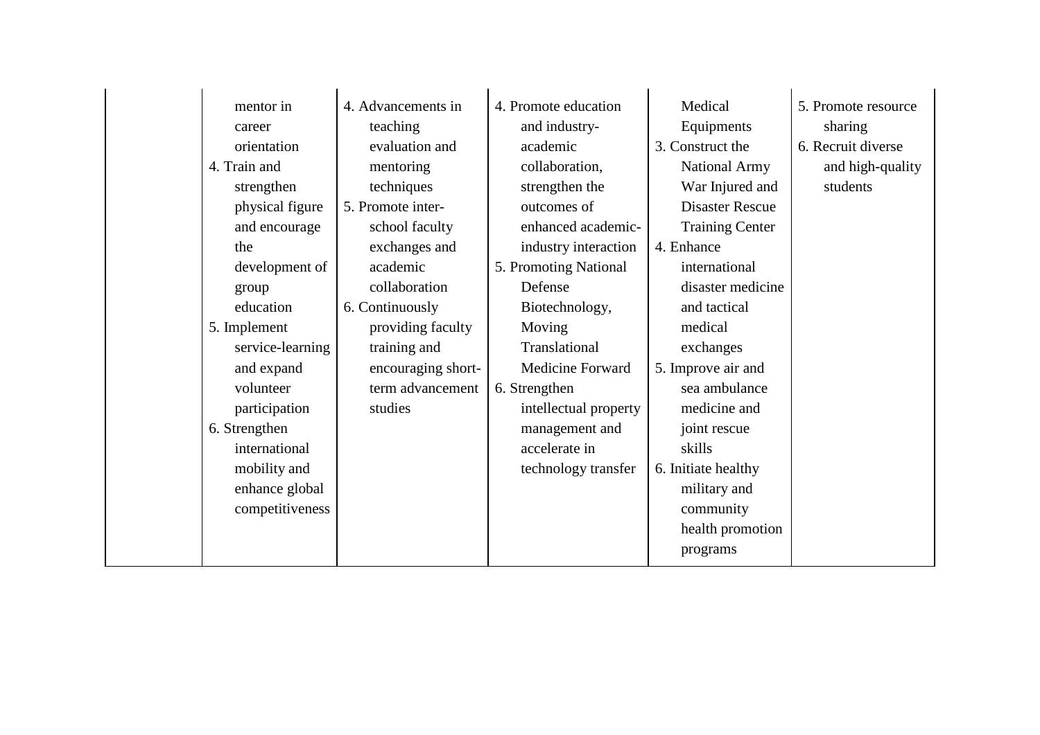| | | | | | |
|---|---|---|---|---|---|
| | mentor in career orientation<br>4. Train and strengthen physical figure and encourage the development of group education<br>5. Implement service-learning and expand volunteer participation<br>6. Strengthen international mobility and enhance global competitiveness | 4. Advancements in teaching evaluation and mentoring techniques<br>5. Promote inter-school faculty exchanges and academic collaboration<br>6. Continuously providing faculty training and encouraging short-term advancement studies | 4. Promote education and industry-academic collaboration, strengthen the outcomes of enhanced academic-industry interaction<br>5. Promoting National Defense Biotechnology, Moving Translational Medicine Forward<br>6. Strengthen intellectual property management and accelerate in technology transfer | Medical Equipments<br>3. Construct the National Army War Injured and Disaster Rescue Training Center<br>4. Enhance international disaster medicine and tactical medical exchanges<br>5. Improve air and sea ambulance medicine and joint rescue skills<br>6. Initiate healthy military and community health promotion programs | 5. Promote resource sharing<br>6. Recruit diverse and high-quality students |